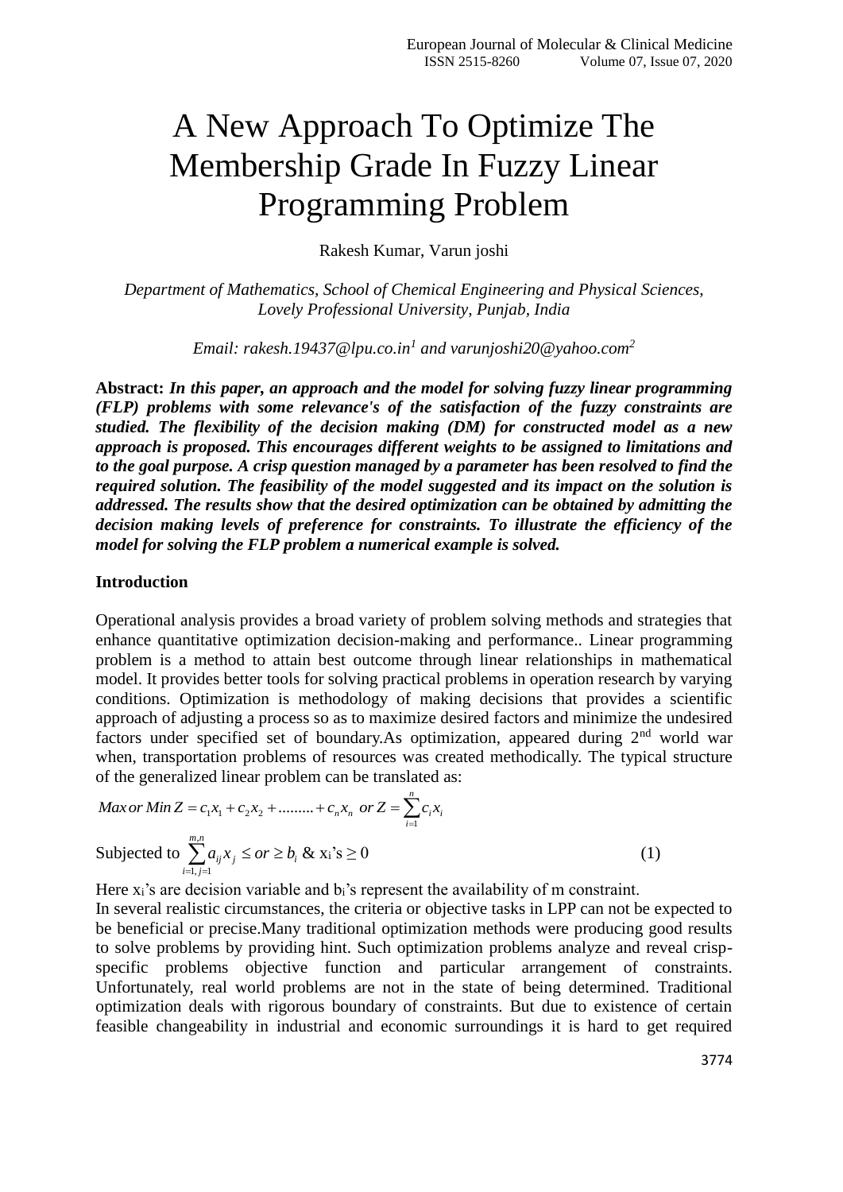# A New Approach To Optimize The Membership Grade In Fuzzy Linear Programming Problem

Rakesh Kumar, Varun joshi

*Department of Mathematics, School of Chemical Engineering and Physical Sciences, Lovely Professional University, Punjab, India*

*Email: rakesh.19437@lpu.co.in[1] and varunjoshi20@yahoo.com[2]*

**Abstract:** ***In this paper, an approach and the model for solving fuzzy linear programming (FLP) problems with some relevance's of the satisfaction of the fuzzy constraints are studied. The flexibility of the decision making (DM) for constructed model as a new approach is proposed. This encourages different weights to be assigned to limitations and to the goal purpose. A crisp question managed by a parameter has been resolved to find the required solution. The feasibility of the model suggested and its impact on the solution is addressed. The results show that the desired optimization can be obtained by admitting the decision making levels of preference for constraints. To illustrate the efficiency of the model for solving the FLP problem a numerical example is solved.***

**Introduction**

Operational analysis provides a broad variety of problem solving methods and strategies that enhance quantitative optimization decision-making and performance.. Linear programming problem is a method to attain best outcome through linear relationships in mathematical model. It provides better tools for solving practical problems in operation research by varying conditions. Optimization is methodology of making decisions that provides a scientific approach of adjusting a process so as to maximize desired factors and minimize the undesired factors under specified set of boundary.As optimization, appeared during 2nd world war when, transportation problems of resources was created methodically. The typical structure of the generalized linear problem can be translated as:

$$Max\, or\, Min\; Z = c_1x_1 + c_2x_2 + .........+ c_nx_n \;\; or\; Z = \sum_{i=1}^{n} c_i x_i$$

Subjected to $\sum_{i=1, j=1}^{m,n} a_{ij} x_j \leq or \geq b_i$ & $x_i$'s $\geq 0$ (1)

Here $x_i$'s are decision variable and $b_i$'s represent the availability of m constraint.

In several realistic circumstances, the criteria or objective tasks in LPP can not be expected to be beneficial or precise.Many traditional optimization methods were producing good results to solve problems by providing hint. Such optimization problems analyze and reveal crisp-specific problems objective function and particular arrangement of constraints. Unfortunately, real world problems are not in the state of being determined. Traditional optimization deals with rigorous boundary of constraints. But due to existence of certain feasible changeability in industrial and economic surroundings it is hard to get required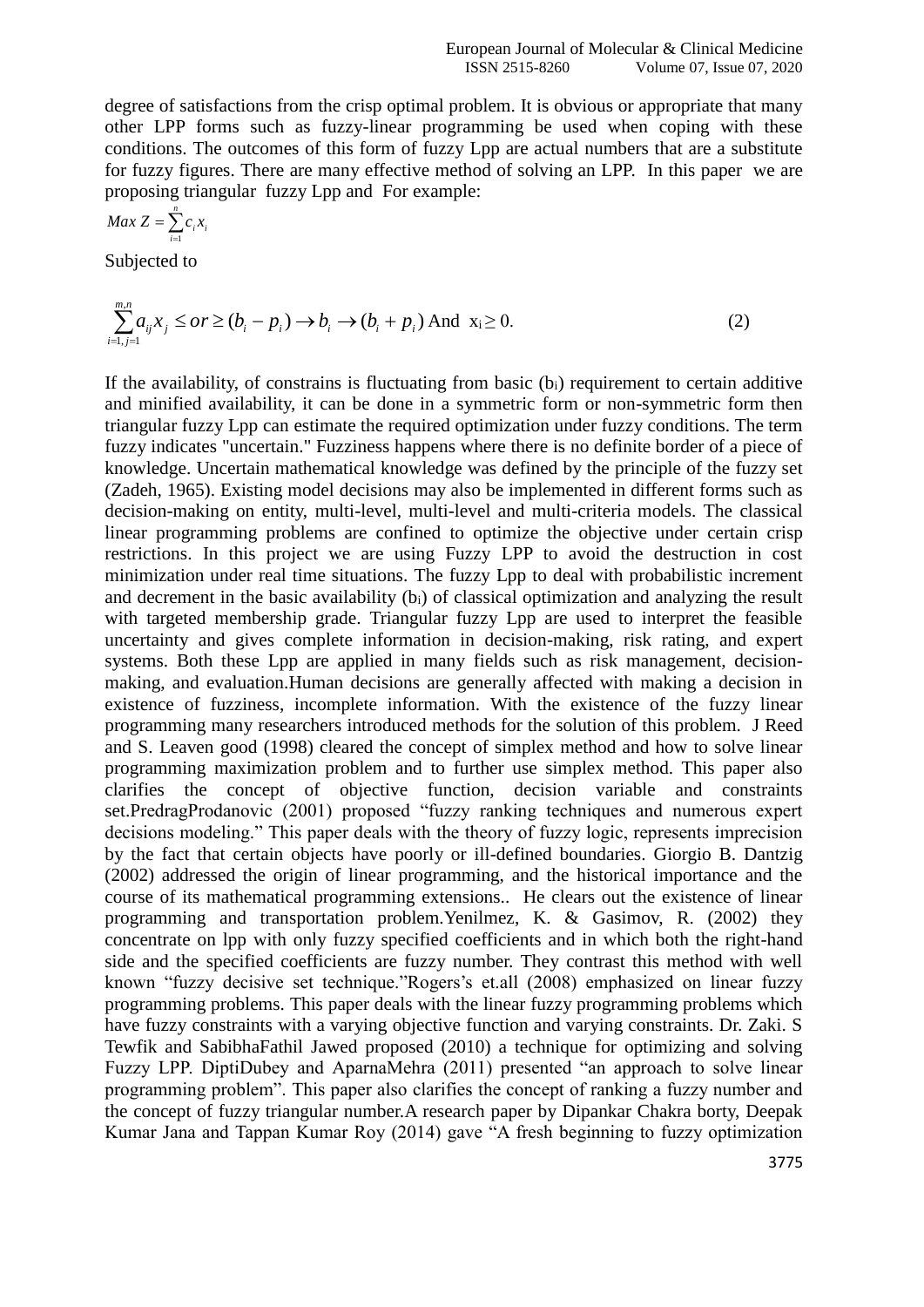degree of satisfactions from the crisp optimal problem. It is obvious or appropriate that many other LPP forms such as fuzzy-linear programming be used when coping with these conditions. The outcomes of this form of fuzzy Lpp are actual numbers that are a substitute for fuzzy figures. There are many effective method of solving an LPP. In this paper we are proposing triangular fuzzy Lpp and For example:

$$Max\ Z = \sum_{i=1}^{n} c_i x_i$$

Subjected to

$$\sum_{i=1, j=1}^{m,n} a_{ij} x_j \leq or \geq (b_i - p_i) \rightarrow b_i \rightarrow (b_i + p_i) \text{ And } x_i \geq 0. \tag{2}$$

If the availability, of constrains is fluctuating from basic ($b_i$) requirement to certain additive and minified availability, it can be done in a symmetric form or non-symmetric form then triangular fuzzy Lpp can estimate the required optimization under fuzzy conditions. The term fuzzy indicates "uncertain." Fuzziness happens where there is no definite border of a piece of knowledge. Uncertain mathematical knowledge was defined by the principle of the fuzzy set (Zadeh, 1965). Existing model decisions may also be implemented in different forms such as decision-making on entity, multi-level, multi-level and multi-criteria models. The classical linear programming problems are confined to optimize the objective under certain crisp restrictions. In this project we are using Fuzzy LPP to avoid the destruction in cost minimization under real time situations. The fuzzy Lpp to deal with probabilistic increment and decrement in the basic availability ($b_i$) of classical optimization and analyzing the result with targeted membership grade. Triangular fuzzy Lpp are used to interpret the feasible uncertainty and gives complete information in decision-making, risk rating, and expert systems. Both these Lpp are applied in many fields such as risk management, decision-making, and evaluation.Human decisions are generally affected with making a decision in existence of fuzziness, incomplete information. With the existence of the fuzzy linear programming many researchers introduced methods for the solution of this problem. J Reed and S. Leaven good (1998) cleared the concept of simplex method and how to solve linear programming maximization problem and to further use simplex method. This paper also clarifies the concept of objective function, decision variable and constraints set.PredragProdanovic (2001) proposed "fuzzy ranking techniques and numerous expert decisions modeling." This paper deals with the theory of fuzzy logic, represents imprecision by the fact that certain objects have poorly or ill-defined boundaries. Giorgio B. Dantzig (2002) addressed the origin of linear programming, and the historical importance and the course of its mathematical programming extensions.. He clears out the existence of linear programming and transportation problem.Yenilmez, K. & Gasimov, R. (2002) they concentrate on lpp with only fuzzy specified coefficients and in which both the right-hand side and the specified coefficients are fuzzy number. They contrast this method with well known "fuzzy decisive set technique."Rogers's et.all (2008) emphasized on linear fuzzy programming problems. This paper deals with the linear fuzzy programming problems which have fuzzy constraints with a varying objective function and varying constraints. Dr. Zaki. S Tewfik and SabibhaFathil Jawed proposed (2010) a technique for optimizing and solving Fuzzy LPP. DiptiDubey and AparnaMehra (2011) presented "an approach to solve linear programming problem". This paper also clarifies the concept of ranking a fuzzy number and the concept of fuzzy triangular number.A research paper by Dipankar Chakra borty, Deepak Kumar Jana and Tappan Kumar Roy (2014) gave "A fresh beginning to fuzzy optimization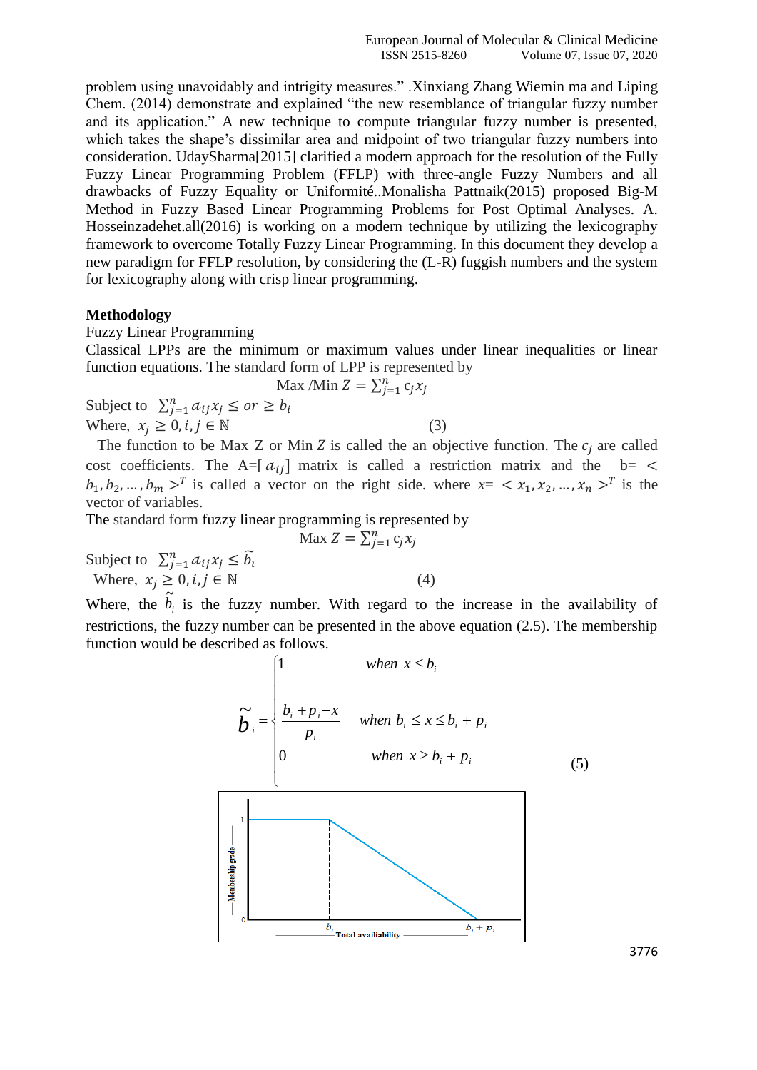problem using unavoidably and intrigity measures." .Xinxiang Zhang Wiemin ma and Liping Chem. (2014) demonstrate and explained "the new resemblance of triangular fuzzy number and its application." A new technique to compute triangular fuzzy number is presented, which takes the shape's dissimilar area and midpoint of two triangular fuzzy numbers into consideration. UdaySharma[2015] clarified a modern approach for the resolution of the Fully Fuzzy Linear Programming Problem (FFLP) with three-angle Fuzzy Numbers and all drawbacks of Fuzzy Equality or Uniformité..Monalisha Pattnaik(2015) proposed Big-M Method in Fuzzy Based Linear Programming Problems for Post Optimal Analyses. A. Hosseinzadehet.all(2016) is working on a modern technique by utilizing the lexicography framework to overcome Totally Fuzzy Linear Programming. In this document they develop a new paradigm for FFLP resolution, by considering the (L-R) fuggish numbers and the system for lexicography along with crisp linear programming.

**Methodology**

Fuzzy Linear Programming

Classical LPPs are the minimum or maximum values under linear inequalities or linear function equations. The standard form of LPP is represented by

$$\text{Max /Min } Z = \sum_{j=1}^{n} c_j x_j$$

Subject to $\sum_{j=1}^{n} a_{ij} x_j \leq or \geq b_i$

Where, $x_j \geq 0, i, j \in \mathbb{N}$ (3)

The function to be Max Z or Min $Z$ is called the an objective function. The $c_j$ are called cost coefficients. The A=[$a_{ij}$] matrix is called a restriction matrix and the b= $< b_1, b_2, \ldots, b_m >^T$ is called a vector on the right side. where $x= < x_1, x_2, \ldots, x_n >^T$ is the vector of variables.

The standard form fuzzy linear programming is represented by

$$\text{Max } Z = \sum_{j=1}^{n} c_j x_j$$

Subject to $\sum_{j=1}^{n} a_{ij} x_j \leq \widetilde{b_i}$

Where, $x_j \geq 0, i, j \in \mathbb{N}$ (4)

Where, the $\tilde{b}_i$ is the fuzzy number. With regard to the increase in the availability of restrictions, the fuzzy number can be presented in the above equation (2.5). The membership function would be described as follows.

$$\tilde{b}_i = \begin{cases} 1 & when\ x \leq b_i \\ \dfrac{b_i + p_i - x}{p_i} & when\ b_i \leq x \leq b_i + p_i \\ 0 & when\ x \geq b_i + p_i \end{cases} \qquad (5)$$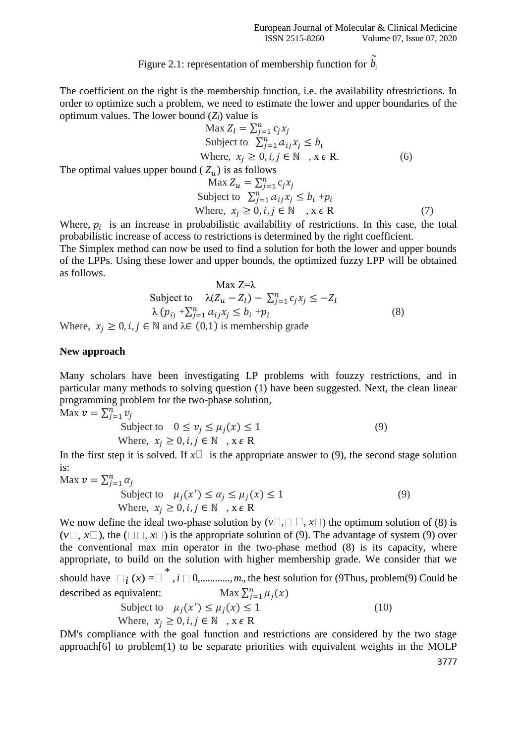Figure 2.1: representation of membership function for $\tilde{b}_i$

The coefficient on the right is the membership function, i.e. the availability ofrestrictions. In order to optimize such a problem, we need to estimate the lower and upper boundaries of the optimum values. The lower bound ($Z_l$) value is

$$\text{Max } Z_l = \sum_{j=1}^{n} c_j x_j$$
$$\text{Subject to } \sum_{j=1}^{n} a_{ij} x_j \leq b_i$$
$$\text{Where, } x_j \geq 0, i, j \in \mathbb{N} \quad , x \in \text{R}. \tag{6}$$

The optimal values upper bound ($Z_u$) is as follows

$$\text{Max } Z_u = \sum_{j=1}^{n} c_j x_j$$
$$\text{Subject to } \sum_{j=1}^{n} a_{ij} x_j \leq b_i + p_i$$
$$\text{Where, } x_j \geq 0, i, j \in \mathbb{N} \quad , x \in \text{R} \tag{7}$$

Where, $p_i$ is an increase in probabilistic availability of restrictions. In this case, the total probabilistic increase of access to restrictions is determined by the right coefficient.

The Simplex method can now be used to find a solution for both the lower and upper bounds of the LPPs. Using these lower and upper bounds, the optimized fuzzy LPP will be obtained as follows.

$$\text{Max } Z = \lambda$$
$$\text{Subject to } \quad \lambda(Z_u - Z_l) - \sum_{j=1}^{n} c_j x_j \leq -Z_l$$
$$\lambda\,(p_{i)} + \sum_{j=1}^{n} a_{ij} x_j \leq b_i + p_i \tag{8}$$

Where, $x_j \geq 0, i, j \in \mathbb{N}$ and $\lambda \in (0,1)$ is membership grade

**New approach**

Many scholars have been investigating LP problems with fouzzy restrictions, and in particular many methods to solving question (1) have been suggested. Next, the clean linear programming problem for the two-phase solution,

$$\text{Max } v = \sum_{j=1}^{n} v_j$$
$$\text{Subject to } \quad 0 \leq v_j \leq \mu_j(x) \leq 1 \tag{9}$$
$$\text{Where, } x_j \geq 0, i, j \in \mathbb{N} \quad , x \in \text{R}$$

In the first step it is solved. If $x$ is the appropriate answer to (9), the second stage solution is:

$$\text{Max } v = \sum_{j=1}^{n} \alpha_j$$
$$\text{Subject to } \quad \mu_j(x') \leq \alpha_j \leq \mu_j(x) \leq 1 \tag{9}$$
$$\text{Where, } x_j \geq 0, i, j \in \mathbb{N} \quad , x \in \text{R}$$

We now define the ideal two-phase solution by ($v$, , $x$) the optimum solution of (8) is ($v$, $x$), the ( , $x$) is the appropriate solution of (9). The advantage of system (9) over the conventional max min operator in the two-phase method (8) is its capacity, where appropriate, to build on the solution with higher membership grade. We consider that we should have $\mu_i(x) = {}^*$, $i$ 0,............, $m$., the best solution for (9Thus, problem(9) Could be described as equivalent:

$$\text{Max } \sum_{j=1}^{n} \mu_j(x)$$
$$\text{Subject to } \quad \mu_j(x') \leq \mu_j(x) \leq 1 \tag{10}$$
$$\text{Where, } x_j \geq 0, i, j \in \mathbb{N} \quad , x \in \text{R}$$

DM's compliance with the goal function and restrictions are considered by the two stage approach[6] to problem(1) to be separate priorities with equivalent weights in the MOLP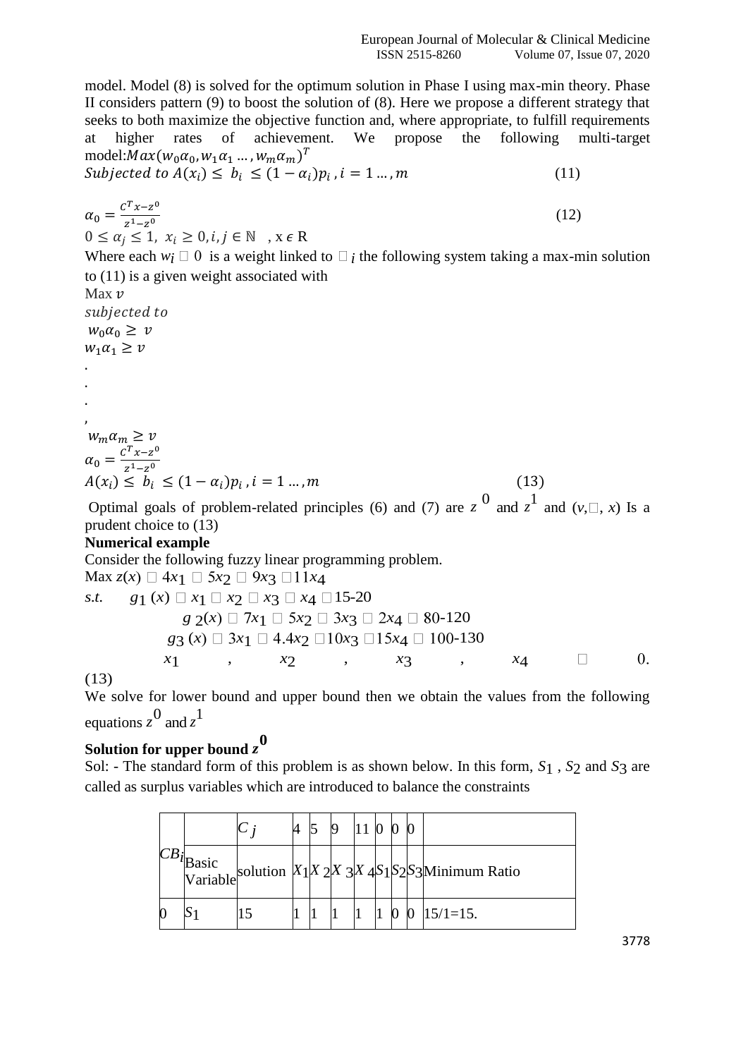model. Model (8) is solved for the optimum solution in Phase I using max-min theory. Phase II considers pattern (9) to boost the solution of (8). Here we propose a different strategy that seeks to both maximize the objective function and, where appropriate, to fulfill requirements at higher rates of achievement. We propose the following multi-target model: $Max(w_0\alpha_0, w_1\alpha_1 \dots, w_m\alpha_m)^T$

$$Subjected\ to\ A(x_i) \leq\ b_i\ \leq (1-\alpha_i)p_i\ , i = 1 \dots, m \tag{11}$$

$$\alpha_0 = \frac{c^T x - z^0}{z^1 - z^0} \tag{12}$$

$0 \leq \alpha_j \leq 1,\ x_i \geq 0, i, j \in \mathbb{N}\ \ , x \epsilon\ R$

Where each $w_i \square\ 0$ is a weight linked to $\square_i$ the following system taking a max-min solution to (11) is a given weight associated with

Max $v$

$subjected\ to$

$w_0\alpha_0\ \geq\ v$

$w_1\alpha_1 \geq v$

.

.

.

,

$w_m\alpha_m \geq v$

$\alpha_0 = \frac{c^T x - z^0}{z^1 - z^0}$

$$A(x_i) \leq\ b_i\ \leq (1-\alpha_i)p_i\ , i = 1 \dots, m \tag{13}$$

Optimal goals of problem-related principles (6) and (7) are $z^0$ and $z^1$ and ($v, \square, x$) Is a prudent choice to (13)

**Numerical example**

Consider the following fuzzy linear programming problem.

Max $z(x) \square\ 4x_1 \square\ 5x_2 \square\ 9x_3 \square 11x_4$

*s.t.* $g_1(x) \square\ x_1 \square\ x_2 \square\ x_3 \square\ x_4 \square$ 15-20

$g_2(x) \square\ 7x_1 \square\ 5x_2 \square\ 3x_3 \square\ 2x_4 \square$ 80-120

$g_3(x) \square\ 3x_1 \square\ 4.4x_2 \square 10x_3 \square 15x_4 \square$ 100-130

$x_1$ , $x_2$ , $x_3$ , $x_4$ $\square$ 0.

(13)

We solve for lower bound and upper bound then we obtain the values from the following equations $z^0$ and $z^1$

**Solution for upper bound $z^0$**

Sol: - The standard form of this problem is as shown below. In this form, $S_1$ , $S_2$ and $S_3$ are called as surplus variables which are introduced to balance the constraints

| $CB_i$ | | $C_j$ | 4 | 5 | 9 | 11 | 0 | 0 | 0 | |
|---|---|---|---|---|---|---|---|---|---|---|
| | Basic Variable | solution | $X_1$ | $X_2$ | $X_3$ | $X_4$ | $S_1$ | $S_2$ | $S_3$ | Minimum Ratio |
| 0 | $S_1$ | 15 | 1 | 1 | 1 | 1 | 1 | 0 | 0 | 15/1=15. |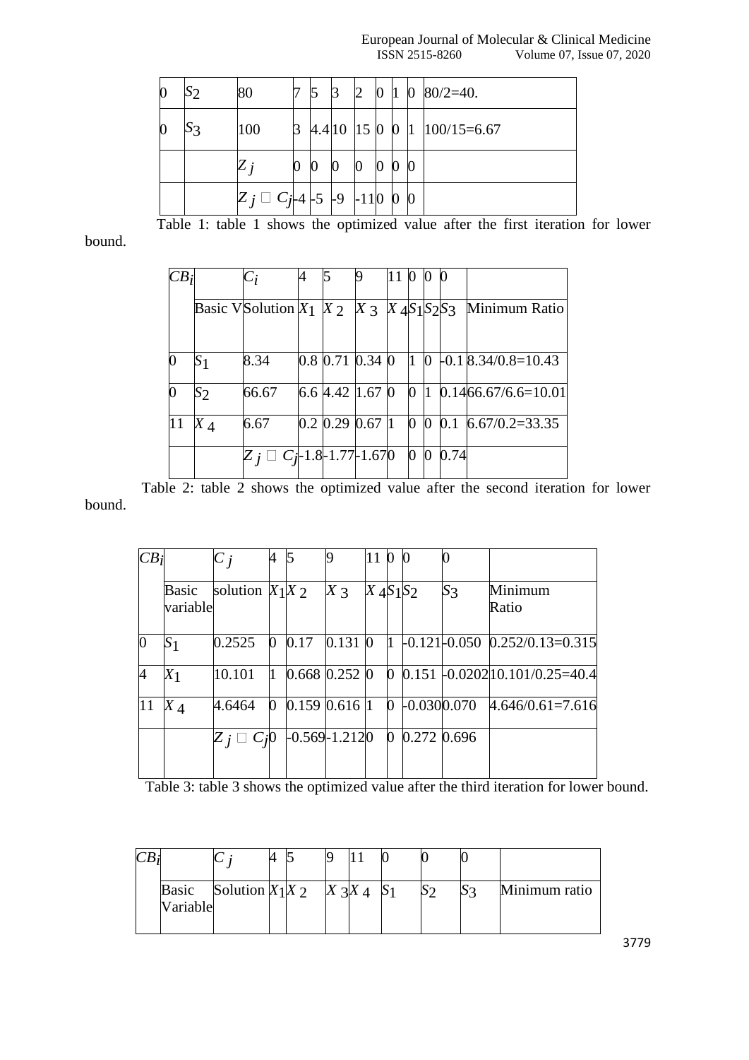| 0 | $S_2$ | 80 | 7 | 5 | 3 | 2 | 0 | 1 | 0 | 80/2=40. |
|---|---|---|---|---|---|---|---|---|---|---|
| 0 | $S_3$ | 100 | 3 | 4.4 | 10 | 15 | 0 | 0 | 1 | 100/15=6.67 |
| | | $Z_j$ | 0 | 0 | 0 | 0 | 0 | 0 | 0 | |
| | | $Z_j - C_j$ | -4 | -5 | -9 | -11 | 0 | 0 | 0 | |

Table 1: table 1 shows the optimized value after the first iteration for lower bound.

| $CB_i$ | | $C_i$ | 4 | 5 | 9 | 11 | 0 | 0 | 0 | |
|---|---|---|---|---|---|---|---|---|---|---|
| | Basic V | Solution | $X_1$ | $X_2$ | $X_3$ | $X_4$ | $S_1$ | $S_2$ | $S_3$ | Minimum Ratio |
| 0 | $S_1$ | 8.34 | 0.8 | 0.71 | 0.34 | 0 | 1 | 0 | -0.1 | 8.34/0.8=10.43 |
| 0 | $S_2$ | 66.67 | 6.6 | 4.42 | 1.67 | 0 | 0 | 1 | 0.14 | 66.67/6.6=10.01 |
| 11 | $X_4$ | 6.67 | 0.2 | 0.29 | 0.67 | 1 | 0 | 0 | 0.1 | 6.67/0.2=33.35 |
| | | $Z_j - C_j$ | -1.8 | -1.77 | -1.67 | 0 | 0 | 0 | 0.74 | |

Table 2: table 2 shows the optimized value after the second iteration for lower bound.

| $CB_i$ | | $C_j$ | 4 | 5 | 9 | 11 | 0 | 0 | 0 | |
|---|---|---|---|---|---|---|---|---|---|---|
| | Basic variable | solution | $X_1$ | $X_2$ | $X_3$ | $X_4$ | $S_1$ | $S_2$ | $S_3$ | Minimum Ratio |
| 0 | $S_1$ | 0.2525 | 0 | 0.17 | 0.131 | 0 | 1 | -0.121 | -0.050 | 0.252/0.13=0.315 |
| 4 | $X_1$ | 10.101 | 1 | 0.668 | 0.252 | 0 | 0 | 0.151 | -0.0202 | 10.101/0.25=40.4 |
| 11 | $X_4$ | 4.6464 | 0 | 0.159 | 0.616 | 1 | 0 | -0.030 | 0.070 | 4.646/0.61=7.616 |
| | | $Z_j - C_j$ | 0 | -0.569 | -1.212 | 0 | 0 | 0.272 | 0.696 | |

Table 3: table 3 shows the optimized value after the third iteration for lower bound.

| $CB_i$ | | $C_j$ | 4 | 5 | 9 | 11 | 0 | 0 | 0 | |
|---|---|---|---|---|---|---|---|---|---|---|
| | Basic Variable | Solution | $X_1$ | $X_2$ | $X_3$ | $X_4$ | $S_1$ | $S_2$ | $S_3$ | Minimum ratio |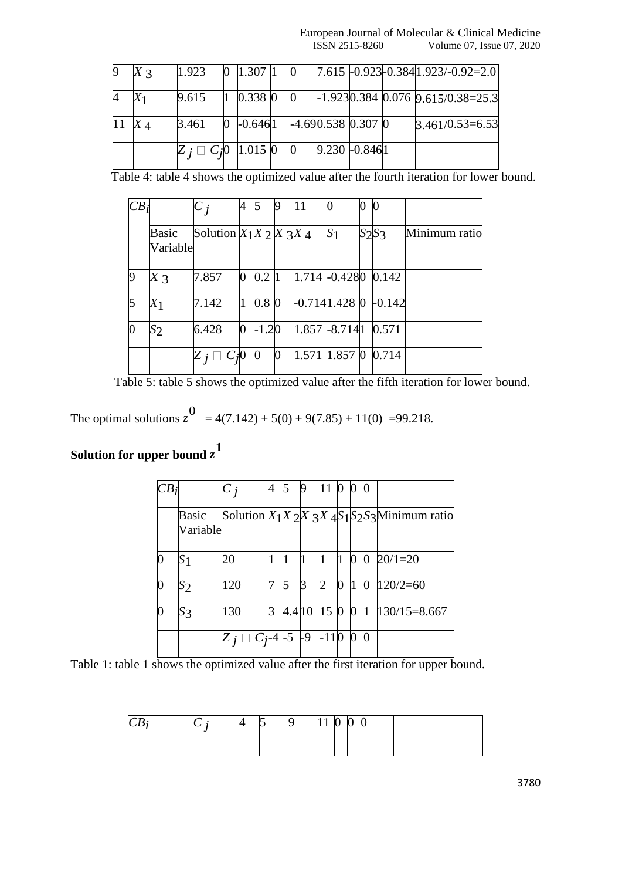| | | | | | | | | | | |
|---|---|---|---|---|---|---|---|---|---|---|
| 9 | $X_3$ | 1.923 | 0 | 1.307 | 1 | 0 | 7.615 | -0.923 | -0.384 | 1.923/-0.92=2.0 |
| 4 | $X_1$ | 9.615 | 1 | 0.338 | 0 | 0 | -1.923 | 0.384 | 0.076 | 9.615/0.38=25.3 |
| 11 | $X_4$ | 3.461 | 0 | -0.646 | 1 | | -4.69 | 0.538 | 0.307 | 0 | 3.461/0.53=6.53 |
| | | $Z_j - C_j$ | 0 | 1.015 | 0 | 0 | 9.230 | -0.846 | 1 | |

Table 4: table 4 shows the optimized value after the fourth iteration for lower bound.

| $CB_i$ | | $C_j$ | 4 | 5 | 9 | 11 | 0 | 0 | 0 | |
|---|---|---|---|---|---|---|---|---|---|---|
| | Basic Variable | Solution | $X_1$ | $X_2$ | $X_3$ | $X_4$ | $S_1$ | $S_2$ | $S_3$ | Minimum ratio |
| 9 | $X_3$ | 7.857 | 0 | 0.2 | 1 | 1.714 | -0.428 | 0 | 0.142 | |
| 5 | $X_1$ | 7.142 | 1 | 0.8 | 0 | -0.714 | 1.428 | 0 | -0.142 | |
| 0 | $S_2$ | 6.428 | 0 | -1.2 | 0 | 1.857 | -8.714 | 1 | 0.571 | |
| | | $Z_j - C_j$ | 0 | 0 | 0 | 1.571 | 1.857 | 0 | 0.714 | |

Table 5: table 5 shows the optimized value after the fifth iteration for lower bound.

The optimal solutions $z^0$ = 4(7.142) + 5(0) + 9(7.85) + 11(0) =99.218.

**Solution for upper bound $z^1$**

| $CB_i$ | | $C_j$ | 4 | 5 | 9 | 11 | 0 | 0 | 0 | |
|---|---|---|---|---|---|---|---|---|---|---|
| | Basic Variable | Solution | $X_1$ | $X_2$ | $X_3$ | $X_4$ | $S_1$ | $S_2$ | $S_3$ | Minimum ratio |
| 0 | $S_1$ | 20 | 1 | 1 | 1 | 1 | 1 | 0 | 0 | 20/1=20 |
| 0 | $S_2$ | 120 | 7 | 5 | 3 | 2 | 0 | 1 | 0 | 120/2=60 |
| 0 | $S_3$ | 130 | 3 | 4.4 | 10 | 15 | 0 | 0 | 1 | 130/15=8.667 |
| | | $Z_j - C_j$ | -4 | -5 | -9 | -11 | 0 | 0 | 0 | |

Table 1: table 1 shows the optimized value after the first iteration for upper bound.

| $CB_i$ | | $C_j$ | 4 | 5 | 9 | 11 | 0 | 0 | 0 | |
|---|---|---|---|---|---|---|---|---|---|---|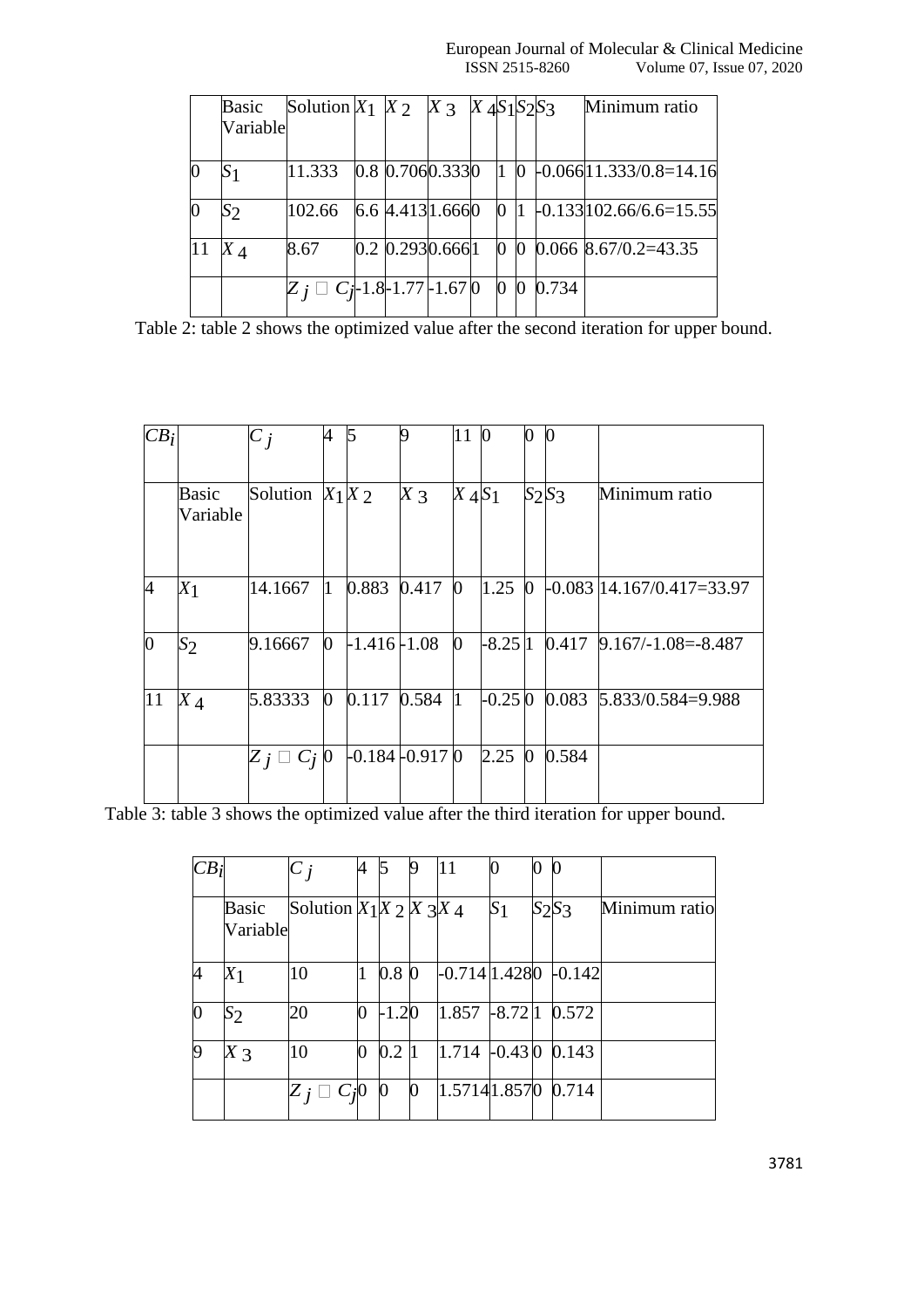| | Basic Variable | Solution | $X_1$ | $X_2$ | $X_3$ | $X_4$ | $S_1$ | $S_2$ | $S_3$ | Minimum ratio |
|---|---|---|---|---|---|---|---|---|---|---|
| 0 | $S_1$ | 11.333 | 0.8 | 0.706 | 0.333 | 0 | 1 | 0 | -0.066 | 11.333/0.8=14.16 |
| 0 | $S_2$ | 102.66 | 6.6 | 4.413 | 1.666 | 0 | 0 | 1 | -0.133 | 102.66/6.6=15.55 |
| 11 | $X_4$ | 8.67 | 0.2 | 0.293 | 0.666 | 1 | 0 | 0 | 0.066 | 8.67/0.2=43.35 |
| | | $Z_j$ □ $C_j$ | -1.8 | -1.77 | -1.67 | 0 | 0 | 0 | 0.734 | |

Table 2: table 2 shows the optimized value after the second iteration for upper bound.

| $CB_i$ | | $C_j$ | 4 | 5 | 9 | 11 | 0 | 0 | 0 | |
|---|---|---|---|---|---|---|---|---|---|---|
| | Basic Variable | Solution | $X_1$ | $X_2$ | $X_3$ | $X_4$ | $S_1$ | $S_2$ | $S_3$ | Minimum ratio |
| 4 | $X_1$ | 14.1667 | 1 | 0.883 | 0.417 | 0 | 1.25 | 0 | -0.083 | 14.167/0.417=33.97 |
| 0 | $S_2$ | 9.16667 | 0 | -1.416 | -1.08 | 0 | -8.25 | 1 | 0.417 | 9.167/-1.08=-8.487 |
| 11 | $X_4$ | 5.83333 | 0 | 0.117 | 0.584 | 1 | -0.25 | 0 | 0.083 | 5.833/0.584=9.988 |
| | | $Z_j$ □ $C_j$ | 0 | -0.184 | -0.917 | 0 | 2.25 | 0 | 0.584 | |

Table 3: table 3 shows the optimized value after the third iteration for upper bound.

| $CB_i$ | | $C_j$ | 4 | 5 | 9 | 11 | 0 | 0 | 0 | |
|---|---|---|---|---|---|---|---|---|---|---|
| | Basic Variable | Solution | $X_1$ | $X_2$ | $X_3$ | $X_4$ | $S_1$ | $S_2$ | $S_3$ | Minimum ratio |
| 4 | $X_1$ | 10 | 1 | 0.8 | 0 | -0.714 | 1.428 | 0 | -0.142 | |
| 0 | $S_2$ | 20 | 0 | -1.2 | 0 | 1.857 | -8.72 | 1 | 0.572 | |
| 9 | $X_3$ | 10 | 0 | 0.2 | 1 | 1.714 | -0.43 | 0 | 0.143 | |
| | | $Z_j$ □ $C_j$ | 0 | 0 | 0 | 1.571 | 1.857 | 0 | 0.714 | |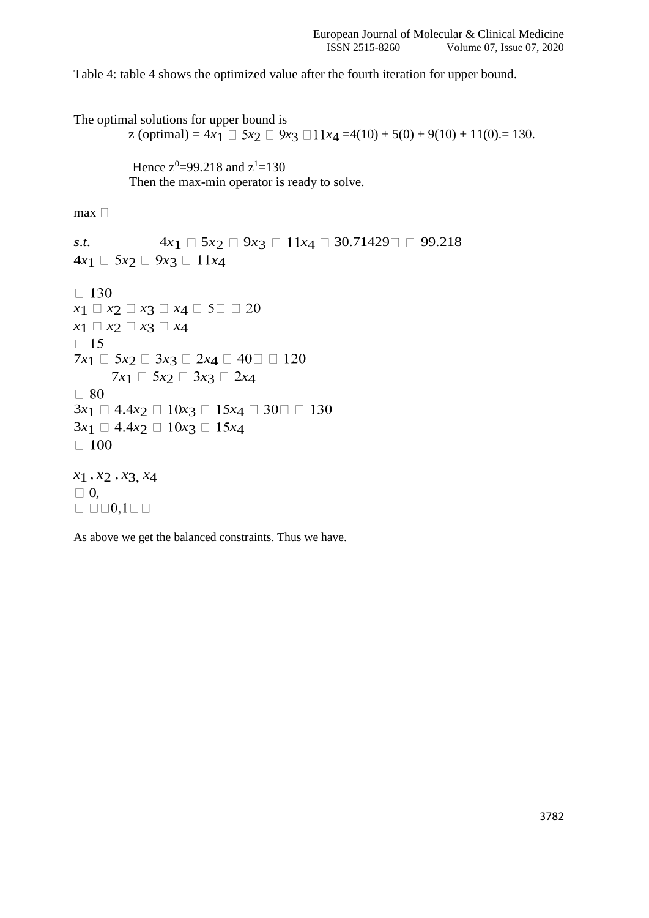Table 4: table 4 shows the optimized value after the fourth iteration for upper bound.

The optimal solutions for upper bound is

$$z\ (\text{optimal}) = 4x_1 + 5x_2 + 9x_3 + 11x_4 = 4(10) + 5(0) + 9(10) + 11(0) = 130.$$

Hence $z^0 = 99.218$ and $z^1 = 130$

Then the max-min operator is ready to solve.

$$\max \ \lambda$$

$$
\begin{aligned}
s.t.\quad & 4x_1 + 5x_2 + 9x_3 + 11x_4 - 30.71429\lambda \geq 99.218 \\
& 4x_1 + 5x_2 + 9x_3 + 11x_4 \leq 130 \\
& x_1 + x_2 + x_3 + x_4 + 5\lambda \leq 20 \\
& x_1 + x_2 + x_3 + x_4 \leq 15 \\
& 7x_1 + 5x_2 + 3x_3 + 2x_4 + 40\lambda \leq 120 \\
& 7x_1 + 5x_2 + 3x_3 + 2x_4 \leq 80 \\
& 3x_1 + 4.4x_2 + 10x_3 + 15x_4 + 30\lambda \leq 130 \\
& 3x_1 + 4.4x_2 + 10x_3 + 15x_4 \leq 100 \\
& x_1, x_2, x_3, x_4 \geq 0, \\
& \lambda \in [0,1]
\end{aligned}
$$

As above we get the balanced constraints. Thus we have.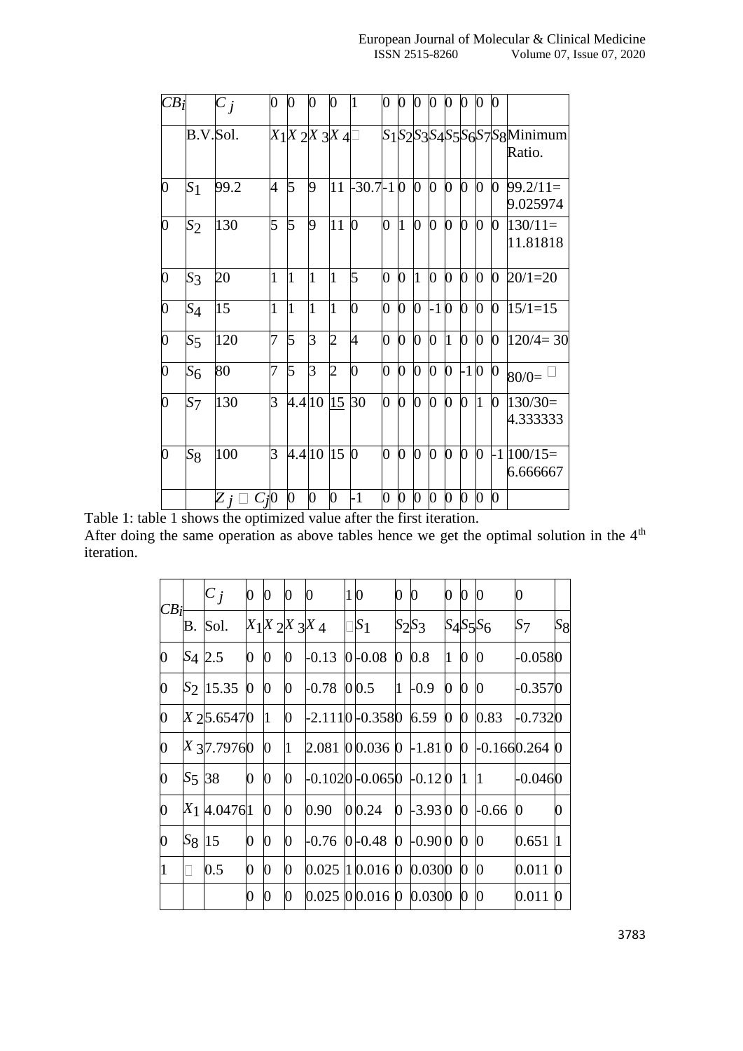| $CB_i$ | | $C_j$ | 0 | 0 | 0 | 0 | 1 | 0 | 0 | 0 | 0 | 0 | 0 | 0 | 0 | |
|---|---|---|---|---|---|---|---|---|---|---|---|---|---|---|---|---|
| | B.V. | Sol. | $X_1$ | $X_2$ | $X_3$ | $X_4$ | □ | $S_1$ | $S_2$ | $S_3$ | $S_4$ | $S_5$ | $S_6$ | $S_7$ | $S_8$ | Minimum Ratio. |
| 0 | $S_1$ | 99.2 | 4 | 5 | 9 | 11 | -30.7 | -1 | 0 | 0 | 0 | 0 | 0 | 0 | 0 | 99.2/11= 9.025974 |
| 0 | $S_2$ | 130 | 5 | 5 | 9 | 11 | 0 | 0 | 1 | 0 | 0 | 0 | 0 | 0 | 0 | 130/11= 11.81818 |
| 0 | $S_3$ | 20 | 1 | 1 | 1 | 1 | 5 | 0 | 0 | 1 | 0 | 0 | 0 | 0 | 0 | 20/1=20 |
| 0 | $S_4$ | 15 | 1 | 1 | 1 | 1 | 0 | 0 | 0 | 0 | -1 | 0 | 0 | 0 | 0 | 15/1=15 |
| 0 | $S_5$ | 120 | 7 | 5 | 3 | 2 | 4 | 0 | 0 | 0 | 0 | 1 | 0 | 0 | 0 | 120/4= 30 |
| 0 | $S_6$ | 80 | 7 | 5 | 3 | 2 | 0 | 0 | 0 | 0 | 0 | 0 | -1 | 0 | 0 | 80/0= □ |
| 0 | $S_7$ | 130 | 3 | 4.4 | 10 | 15 | 30 | 0 | 0 | 0 | 0 | 0 | 0 | 1 | 0 | 130/30= 4.333333 |
| 0 | $S_8$ | 100 | 3 | 4.4 | 10 | 15 | 0 | 0 | 0 | 0 | 0 | 0 | 0 | 0 | -1 | 100/15= 6.666667 |
| | | $Z_j$ □ $C_j$ | 0 | 0 | 0 | 0 | -1 | 0 | 0 | 0 | 0 | 0 | 0 | 0 | 0 | |

Table 1: table 1 shows the optimized value after the first iteration.

After doing the same operation as above tables hence we get the optimal solution in the 4th iteration.

| $CB_i$ | | $C_j$ | 0 | 0 | 0 | 0 | 1 | 0 | 0 | 0 | 0 | 0 | 0 | 0 | |
|---|---|---|---|---|---|---|---|---|---|---|---|---|---|---|---|
| | B. | Sol. | $X_1$ | $X_2$ | $X_3$ | $X_4$ | □ | $S_1$ | $S_2$ | $S_3$ | $S_4$ | $S_5$ | $S_6$ | $S_7$ | $S_8$ |
| 0 | $S_4$ | 2.5 | 0 | 0 | 0 | -0.13 | 0 | -0.08 | 0 | 0.8 | 1 | 0 | 0 | -0.058 | 0 |
| 0 | $S_2$ | 15.35 | 0 | 0 | 0 | -0.78 | 0 | 0.5 | 1 | -0.9 | 0 | 0 | 0 | -0.357 | 0 |
| 0 | $X_2$ | 5.6547 | 0 | 1 | 0 | -2.111 | 0 | -0.358 | 0 | 6.59 | 0 | 0 | 0.83 | -0.732 | 0 |
| 0 | $X_3$ | 7.7976 | 0 | 0 | 1 | 2.081 | 0 | 0.036 | 0 | -1.81 | 0 | 0 | -0.166 | 0.264 | 0 |
| 0 | $S_5$ | 38 | 0 | 0 | 0 | -0.102 | 0 | -0.065 | 0 | -0.12 | 0 | 1 | 1 | -0.046 | 0 |
| 0 | $X_1$ | 4.0476 | 1 | 0 | 0 | 0.90 | 0 | 0.24 | 0 | -3.93 | 0 | 0 | -0.66 | 0 | 0 |
| 0 | $S_8$ | 15 | 0 | 0 | 0 | -0.76 | 0 | -0.48 | 0 | -0.90 | 0 | 0 | 0 | 0.651 | 1 |
| 1 | □ | 0.5 | 0 | 0 | 0 | 0.025 | 1 | 0.016 | 0 | 0.030 | 0 | 0 | 0 | 0.011 | 0 |
| | | | 0 | 0 | 0 | 0.025 | 0 | 0.016 | 0 | 0.030 | 0 | 0 | 0 | 0.011 | 0 |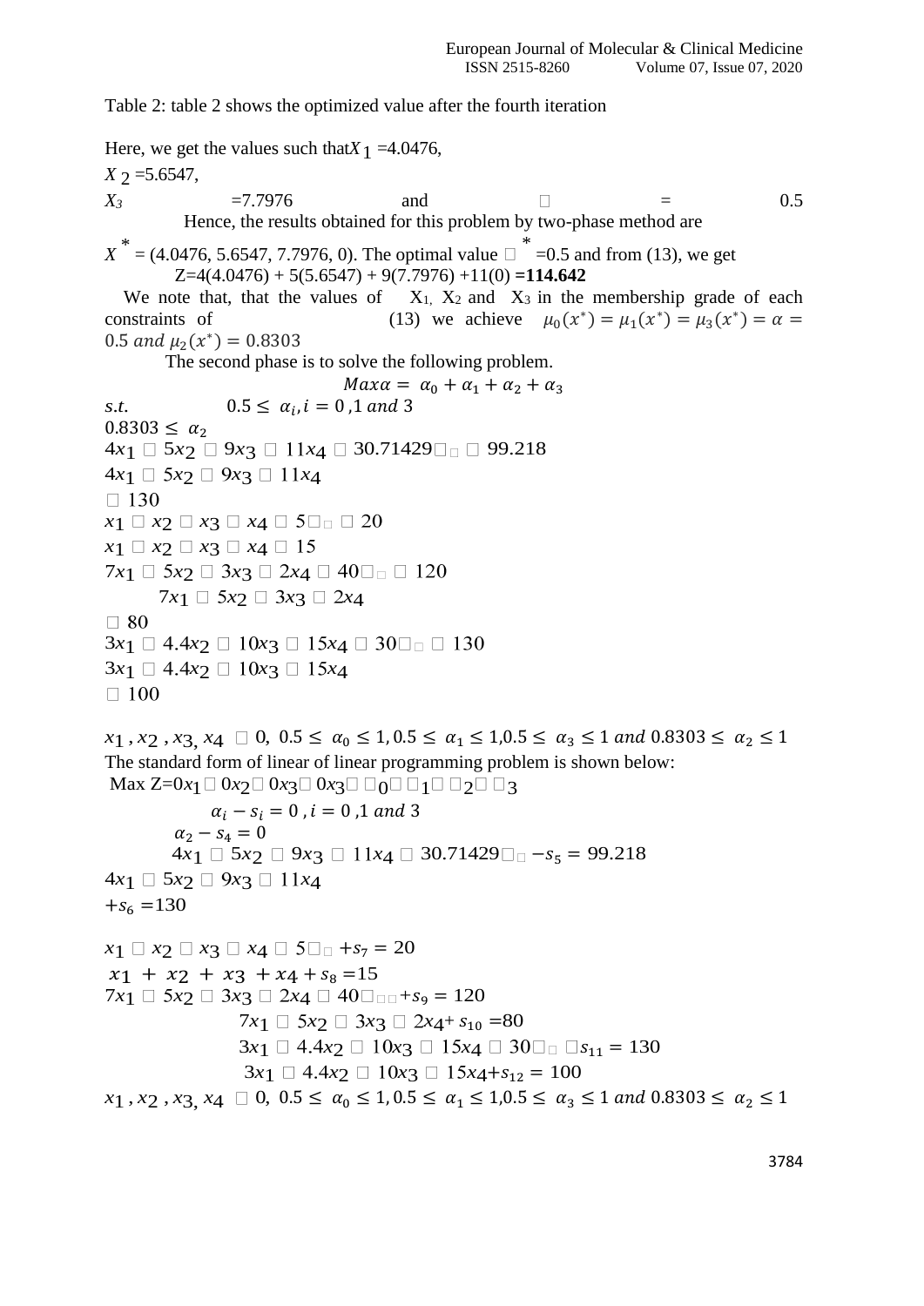Table 2: table 2 shows the optimized value after the fourth iteration

Here, we get the values such that $X_1$ =4.0476,

$X_2$ =5.6547,

$X_3$ =7.7976 and □ = 0.5

Hence, the results obtained for this problem by two-phase method are

$X^*$ = (4.0476, 5.6547, 7.7976, 0). The optimal value $□^*$ =0.5 and from (13), we get

Z=4(4.0476) + 5(5.6547) + 9(7.7976) +11(0) **=114.642**

We note that, that the values of $X_1$, $X_2$ and $X_3$ in the membership grade of each constraints of (13) we achieve $\mu_0(x^*) = \mu_1(x^*) = \mu_3(x^*) = \alpha = 0.5$ *and* $\mu_2(x^*) = 0.8303$

The second phase is to solve the following problem.

$$Max\alpha = \alpha_0 + \alpha_1 + \alpha_2 + \alpha_3$$

$s.t.$ $0.5 \leq \alpha_i, i = 0, 1$ *and* $3$

$0.8303 \leq \alpha_2$

$4x_1$ □ $5x_2$ □ $9x_3$ □ $11x_4$ □ $30.71429$□ □ $99.218$

$4x_1$ □ $5x_2$ □ $9x_3$ □ $11x_4$

□ $130$

$x_1$ □ $x_2$ □ $x_3$ □ $x_4$ □ $5$□ □ $20$

$x_1$ □ $x_2$ □ $x_3$ □ $x_4$ □ $15$

$7x_1$ □ $5x_2$ □ $3x_3$ □ $2x_4$ □ $40$□ □ $120$

$7x_1$ □ $5x_2$ □ $3x_3$ □ $2x_4$

□ $80$

$3x_1$ □ $4.4x_2$ □ $10x_3$ □ $15x_4$ □ $30$□ □ $130$

$3x_1$ □ $4.4x_2$ □ $10x_3$ □ $15x_4$

□ $100$

$x_1, x_2, x_3, x_4$ □ 0, $0.5 \leq \alpha_0 \leq 1, 0.5 \leq \alpha_1 \leq 1, 0.5 \leq \alpha_3 \leq 1$ *and* $0.8303 \leq \alpha_2 \leq 1$

The standard form of linear of linear programming problem is shown below:

Max Z=$0x_1$□ $0x_2$□ $0x_3$□ $0x_3$□ □$_0$□ □$_1$□ □$_2$□ □$_3$

$\alpha_i - s_i = 0, i = 0, 1$ *and* $3$

$\alpha_2 - s_4 = 0$

$4x_1$ □ $5x_2$ □ $9x_3$ □ $11x_4$ □ $30.71429$□ $- s_5 = 99.218$

$4x_1$ □ $5x_2$ □ $9x_3$ □ $11x_4$

$+s_6$ =130

$x_1$ □ $x_2$ □ $x_3$ □ $x_4$ □ $5$□ $+s_7 = 20$

$x_1 + x_2 + x_3 + x_4 + s_8$ =15

$7x_1$ □ $5x_2$ □ $3x_3$ □ $2x_4$ □ $40$□ $+s_9 = 120$

$7x_1$ □ $5x_2$ □ $3x_3$ □ $2x_4 + s_{10}$ =80

$3x_1$ □ $4.4x_2$ □ $10x_3$ □ $15x_4$ □ $30$□ □$s_{11} = 130$

$3x_1$ □ $4.4x_2$ □ $10x_3$ □ $15x_4 + s_{12} = 100$

$x_1, x_2, x_3, x_4$ □ 0, $0.5 \leq \alpha_0 \leq 1, 0.5 \leq \alpha_1 \leq 1, 0.5 \leq \alpha_3 \leq 1$ *and* $0.8303 \leq \alpha_2 \leq 1$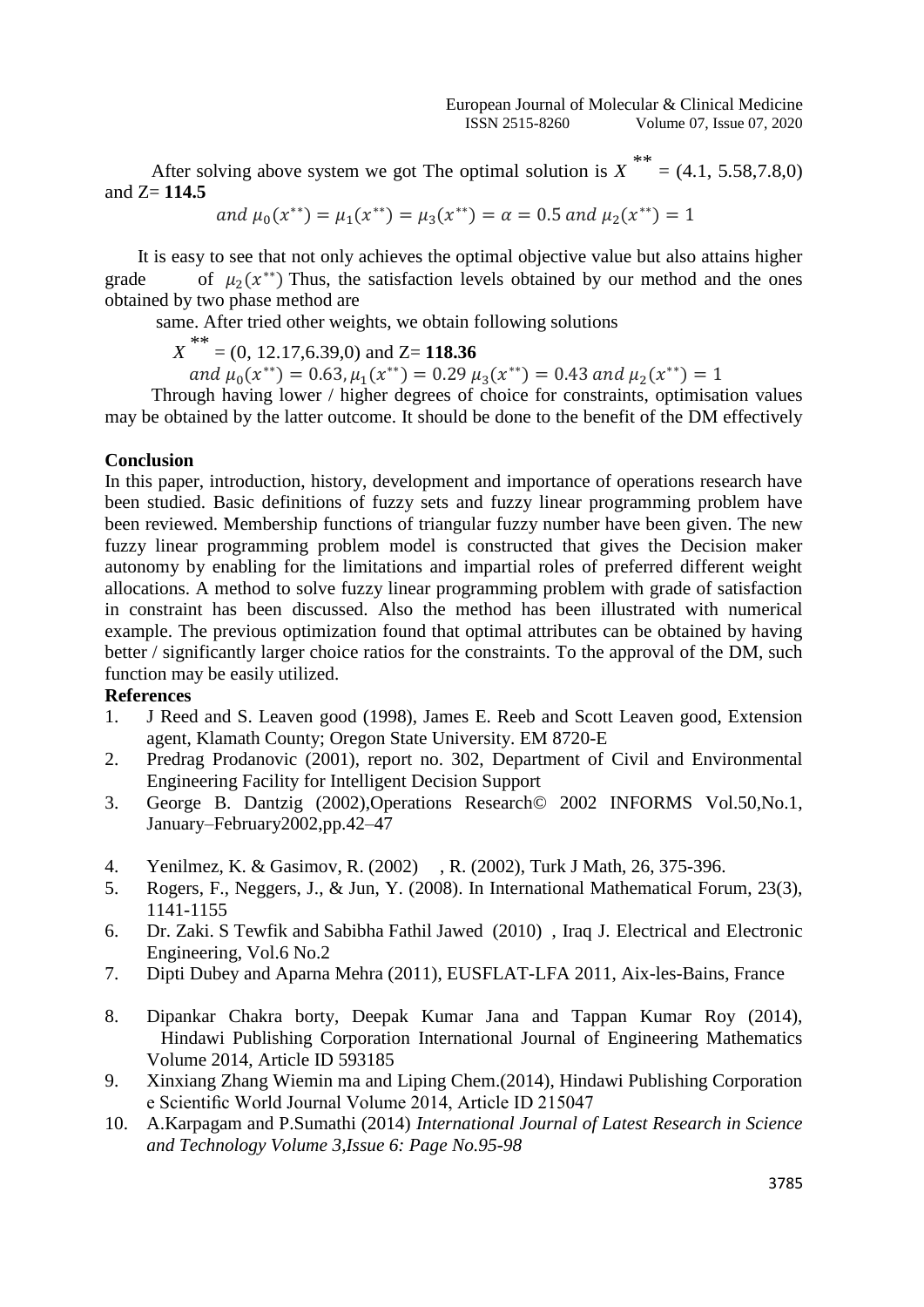After solving above system we got The optimal solution is $X^{**} = (4.1, 5.58, 7.8, 0)$ and Z= **114.5**

$$and\ \mu_0(x^{**}) = \mu_1(x^{**}) = \mu_3(x^{**}) = \alpha = 0.5\ and\ \mu_2(x^{**}) = 1$$

It is easy to see that not only achieves the optimal objective value but also attains higher grade of $\mu_2(x^{**})$ Thus, the satisfaction levels obtained by our method and the ones obtained by two phase method are same. After tried other weights, we obtain following solutions

$X^{**} = (0, 12.17, 6.39, 0)$ and Z= **118.36**

$$and\ \mu_0(x^{**}) = 0.63, \mu_1(x^{**}) = 0.29\ \mu_3(x^{**}) = 0.43\ and\ \mu_2(x^{**}) = 1$$

Through having lower / higher degrees of choice for constraints, optimisation values may be obtained by the latter outcome. It should be done to the benefit of the DM effectively

## Conclusion

In this paper, introduction, history, development and importance of operations research have been studied. Basic definitions of fuzzy sets and fuzzy linear programming problem have been reviewed. Membership functions of triangular fuzzy number have been given. The new fuzzy linear programming problem model is constructed that gives the Decision maker autonomy by enabling for the limitations and impartial roles of preferred different weight allocations. A method to solve fuzzy linear programming problem with grade of satisfaction in constraint has been discussed. Also the method has been illustrated with numerical example. The previous optimization found that optimal attributes can be obtained by having better / significantly larger choice ratios for the constraints. To the approval of the DM, such function may be easily utilized.

## References

1. J Reed and S. Leaven good (1998), James E. Reeb and Scott Leaven good, Extension agent, Klamath County; Oregon State University. EM 8720-E
2. Predrag Prodanovic (2001), report no. 302, Department of Civil and Environmental Engineering Facility for Intelligent Decision Support
3. George B. Dantzig (2002),Operations Research© 2002 INFORMS Vol.50,No.1, January–February2002,pp.42–47
4. Yenilmez, K. & Gasimov, R. (2002) , R. (2002), Turk J Math, 26, 375-396.
5. Rogers, F., Neggers, J., & Jun, Y. (2008). In International Mathematical Forum, 23(3), 1141-1155
6. Dr. Zaki. S Tewfik and Sabibha Fathil Jawed (2010) , Iraq J. Electrical and Electronic Engineering, Vol.6 No.2
7. Dipti Dubey and Aparna Mehra (2011), EUSFLAT-LFA 2011, Aix-les-Bains, France
8. Dipankar Chakra borty, Deepak Kumar Jana and Tappan Kumar Roy (2014), Hindawi Publishing Corporation International Journal of Engineering Mathematics Volume 2014, Article ID 593185
9. Xinxiang Zhang Wiemin ma and Liping Chem.(2014), Hindawi Publishing Corporation e Scientific World Journal Volume 2014, Article ID 215047
10. A.Karpagam and P.Sumathi (2014) *International Journal of Latest Research in Science and Technology Volume 3,Issue 6: Page No.95-98*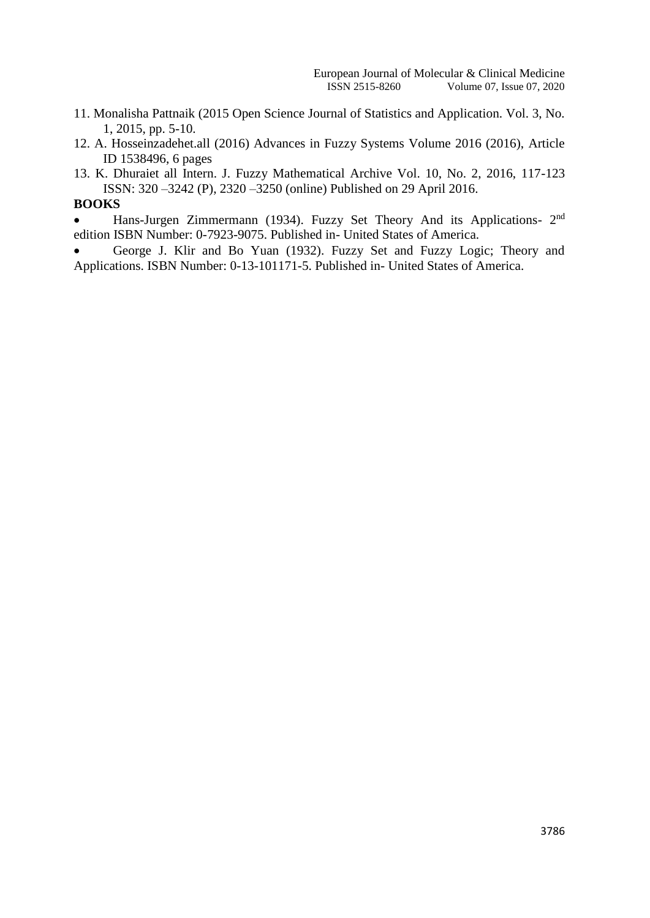11. Monalisha Pattnaik (2015 Open Science Journal of Statistics and Application. Vol. 3, No. 1, 2015, pp. 5-10.
12. A. Hosseinzadehet.all (2016) Advances in Fuzzy Systems Volume 2016 (2016), Article ID 1538496, 6 pages
13. K. Dhuraiet all Intern. J. Fuzzy Mathematical Archive Vol. 10, No. 2, 2016, 117-123 ISSN: 320 –3242 (P), 2320 –3250 (online) Published on 29 April 2016.

**BOOKS**

- Hans-Jurgen Zimmermann (1934). Fuzzy Set Theory And its Applications- 2nd edition ISBN Number: 0-7923-9075. Published in- United States of America.
- George J. Klir and Bo Yuan (1932). Fuzzy Set and Fuzzy Logic; Theory and Applications. ISBN Number: 0-13-101171-5. Published in- United States of America.